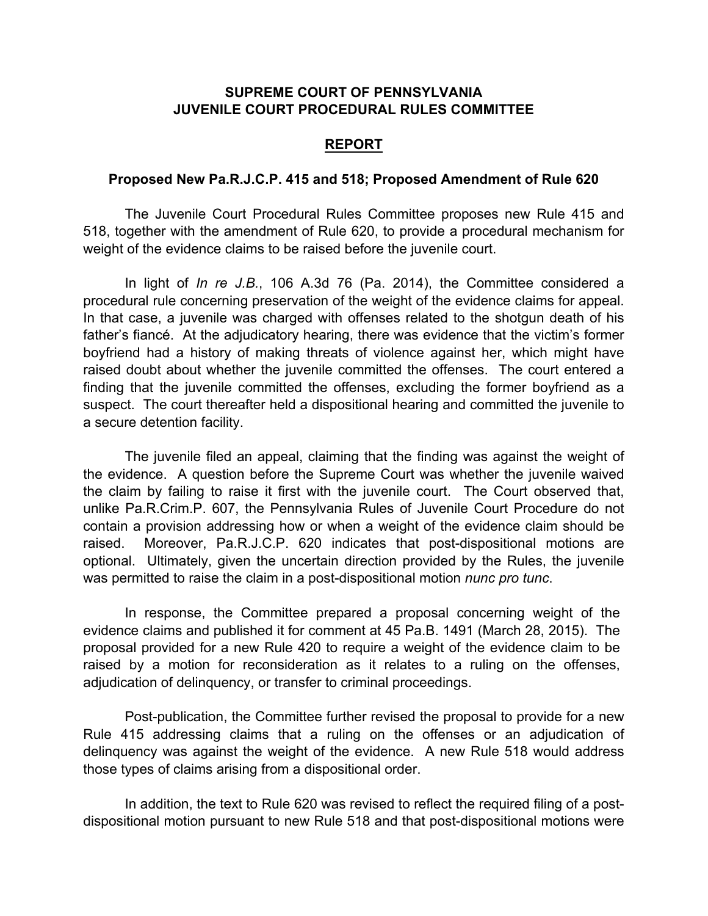# SUPREME COURT OF PENNSYLVANIA
# JUVENILE COURT PROCEDURAL RULES COMMITTEE

## REPORT

### Proposed New Pa.R.J.C.P. 415 and 518; Proposed Amendment of Rule 620

The Juvenile Court Procedural Rules Committee proposes new Rule 415 and 518, together with the amendment of Rule 620, to provide a procedural mechanism for weight of the evidence claims to be raised before the juvenile court.

In light of *In re J.B.*, 106 A.3d 76 (Pa. 2014), the Committee considered a procedural rule concerning preservation of the weight of the evidence claims for appeal. In that case, a juvenile was charged with offenses related to the shotgun death of his father's fiancé. At the adjudicatory hearing, there was evidence that the victim's former boyfriend had a history of making threats of violence against her, which might have raised doubt about whether the juvenile committed the offenses. The court entered a finding that the juvenile committed the offenses, excluding the former boyfriend as a suspect. The court thereafter held a dispositional hearing and committed the juvenile to a secure detention facility.

The juvenile filed an appeal, claiming that the finding was against the weight of the evidence. A question before the Supreme Court was whether the juvenile waived the claim by failing to raise it first with the juvenile court. The Court observed that, unlike Pa.R.Crim.P. 607, the Pennsylvania Rules of Juvenile Court Procedure do not contain a provision addressing how or when a weight of the evidence claim should be raised. Moreover, Pa.R.J.C.P. 620 indicates that post-dispositional motions are optional. Ultimately, given the uncertain direction provided by the Rules, the juvenile was permitted to raise the claim in a post-dispositional motion *nunc pro tunc*.

In response, the Committee prepared a proposal concerning weight of the evidence claims and published it for comment at 45 Pa.B. 1491 (March 28, 2015). The proposal provided for a new Rule 420 to require a weight of the evidence claim to be raised by a motion for reconsideration as it relates to a ruling on the offenses, adjudication of delinquency, or transfer to criminal proceedings.

Post-publication, the Committee further revised the proposal to provide for a new Rule 415 addressing claims that a ruling on the offenses or an adjudication of delinquency was against the weight of the evidence. A new Rule 518 would address those types of claims arising from a dispositional order.

In addition, the text to Rule 620 was revised to reflect the required filing of a post-dispositional motion pursuant to new Rule 518 and that post-dispositional motions were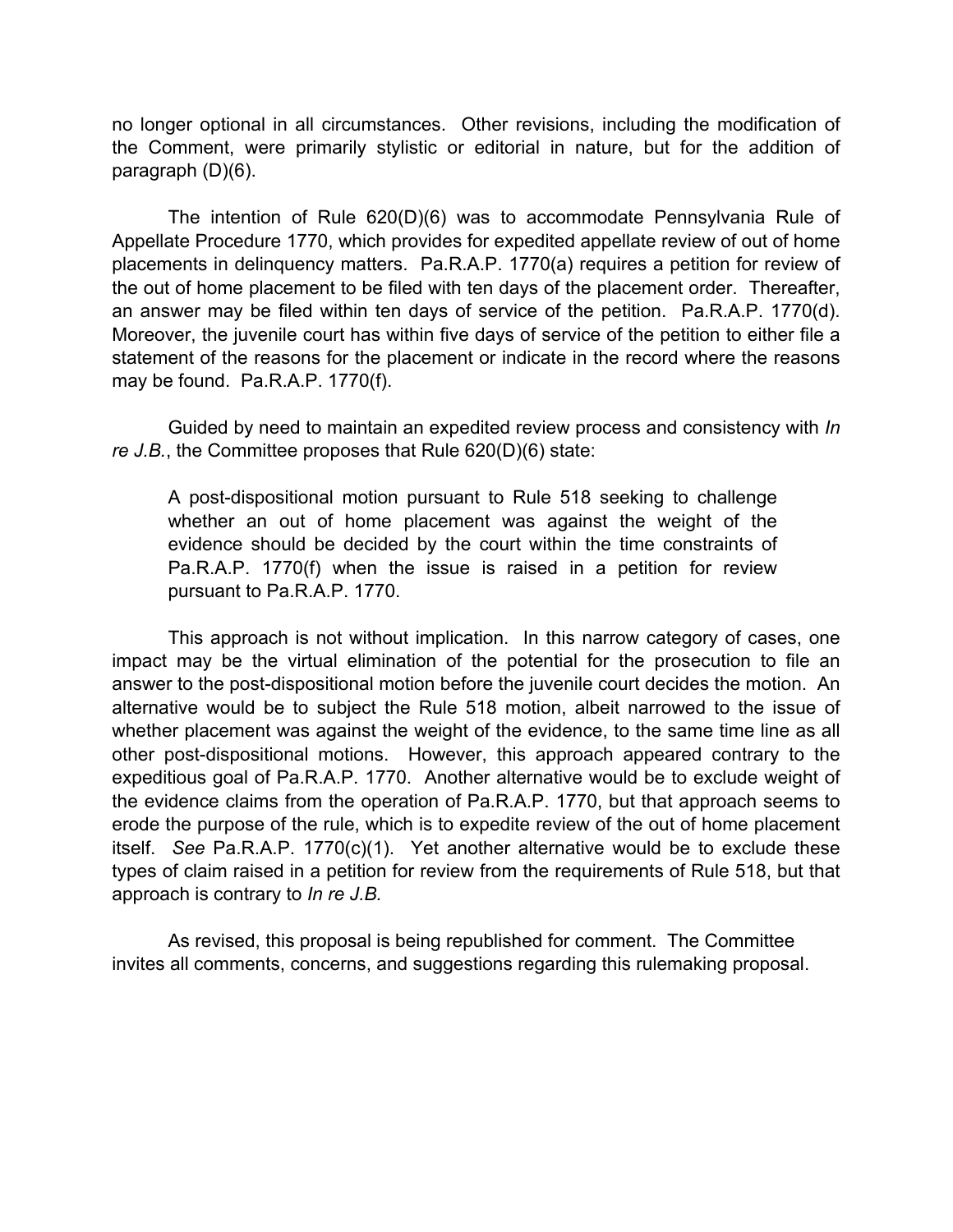no longer optional in all circumstances. Other revisions, including the modification of the Comment, were primarily stylistic or editorial in nature, but for the addition of paragraph (D)(6).

The intention of Rule 620(D)(6) was to accommodate Pennsylvania Rule of Appellate Procedure 1770, which provides for expedited appellate review of out of home placements in delinquency matters. Pa.R.A.P. 1770(a) requires a petition for review of the out of home placement to be filed with ten days of the placement order. Thereafter, an answer may be filed within ten days of service of the petition. Pa.R.A.P. 1770(d). Moreover, the juvenile court has within five days of service of the petition to either file a statement of the reasons for the placement or indicate in the record where the reasons may be found. Pa.R.A.P. 1770(f).

Guided by need to maintain an expedited review process and consistency with *In re J.B.*, the Committee proposes that Rule 620(D)(6) state:

> A post-dispositional motion pursuant to Rule 518 seeking to challenge whether an out of home placement was against the weight of the evidence should be decided by the court within the time constraints of Pa.R.A.P. 1770(f) when the issue is raised in a petition for review pursuant to Pa.R.A.P. 1770.

This approach is not without implication. In this narrow category of cases, one impact may be the virtual elimination of the potential for the prosecution to file an answer to the post-dispositional motion before the juvenile court decides the motion. An alternative would be to subject the Rule 518 motion, albeit narrowed to the issue of whether placement was against the weight of the evidence, to the same time line as all other post-dispositional motions. However, this approach appeared contrary to the expeditious goal of Pa.R.A.P. 1770. Another alternative would be to exclude weight of the evidence claims from the operation of Pa.R.A.P. 1770, but that approach seems to erode the purpose of the rule, which is to expedite review of the out of home placement itself. *See* Pa.R.A.P. 1770(c)(1). Yet another alternative would be to exclude these types of claim raised in a petition for review from the requirements of Rule 518, but that approach is contrary to *In re J.B.*

As revised, this proposal is being republished for comment. The Committee invites all comments, concerns, and suggestions regarding this rulemaking proposal.